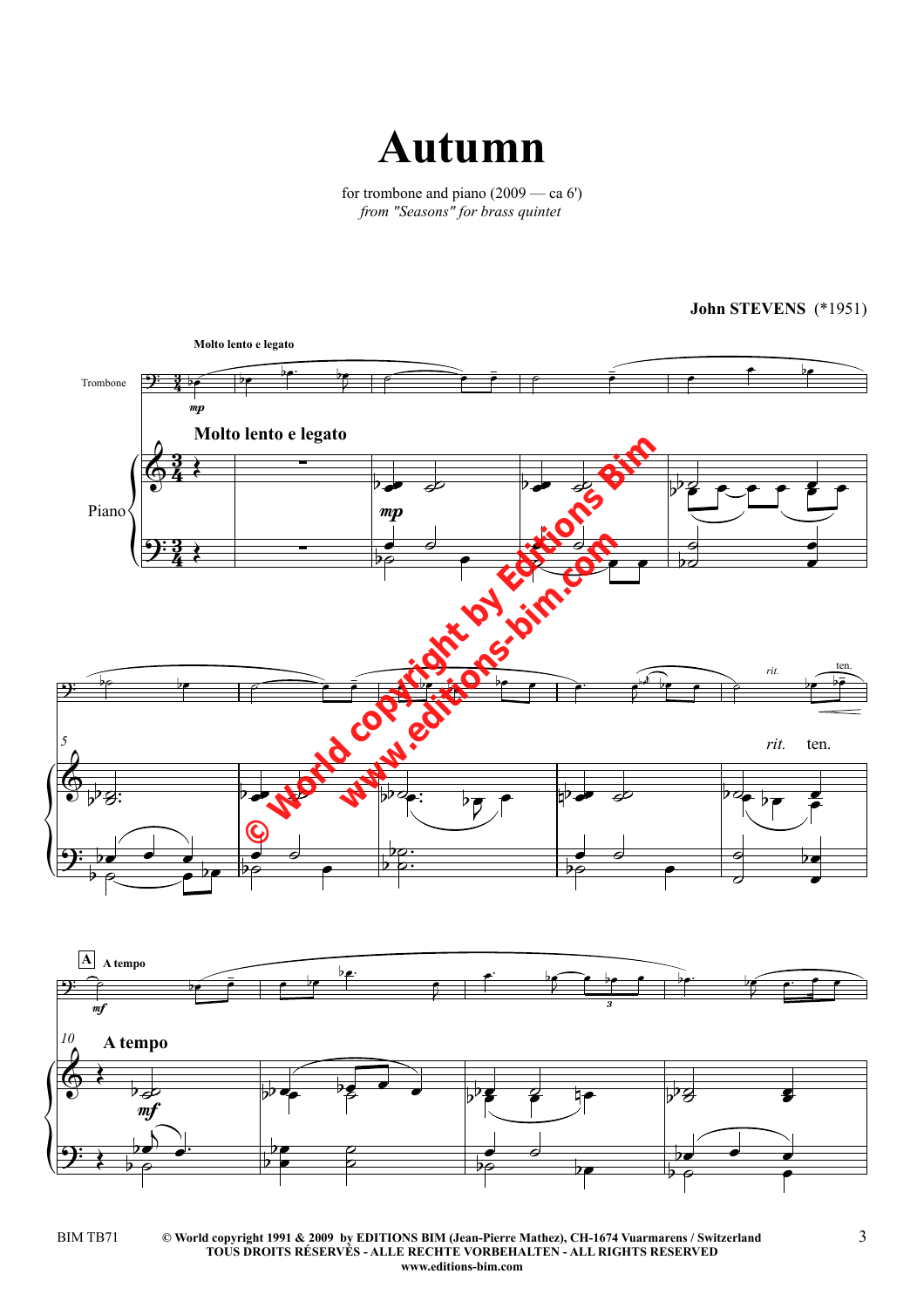# Autumn

for trombone and piano (2009 — ca 6')

*from "Seasons" for brass quintet*

**John STEVENS** (*1951)

© World copyright 1991 & 2009 by EDITIONS BIM (Jean-Pierre Mathez), CH-1674 Vuarmarens / Switzerland
TOUS DROITS RÉSERVÉS - ALLE RECHTE VORBEHALTEN - ALL RIGHTS RESERVED
www.editions-bim.com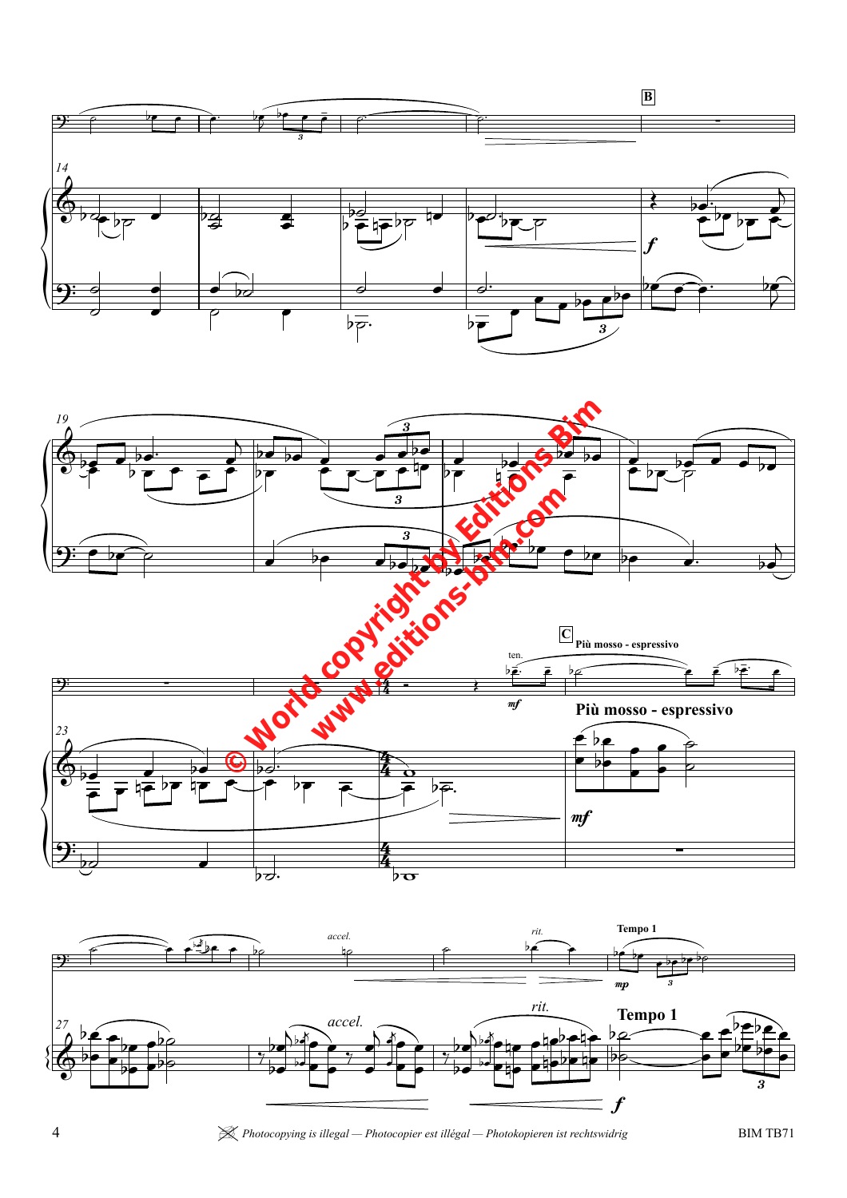**B**

**C** **Più mosso - espressivo**

ten.

*mf*

**Più mosso - espressivo**

*accel.*

*rit.*

**Tempo 1**

*mp*

*f*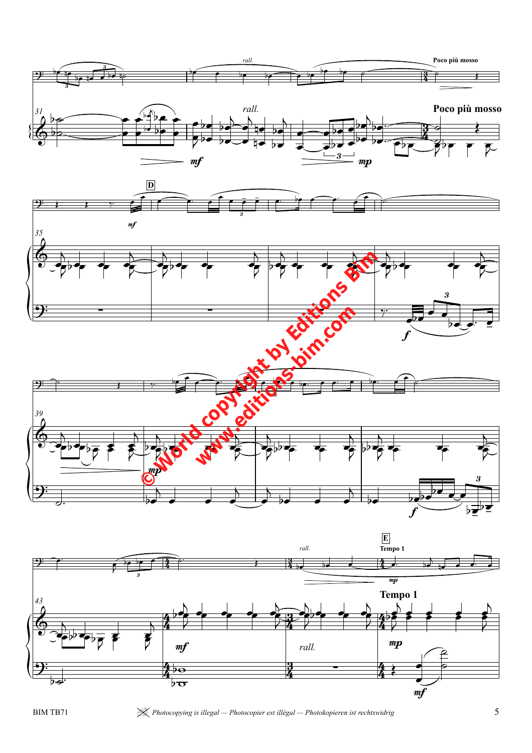rall.

Poco più mosso

D

rall.

E

Tempo 1

© World copyright by Editions Bim

www.editions-bim.com